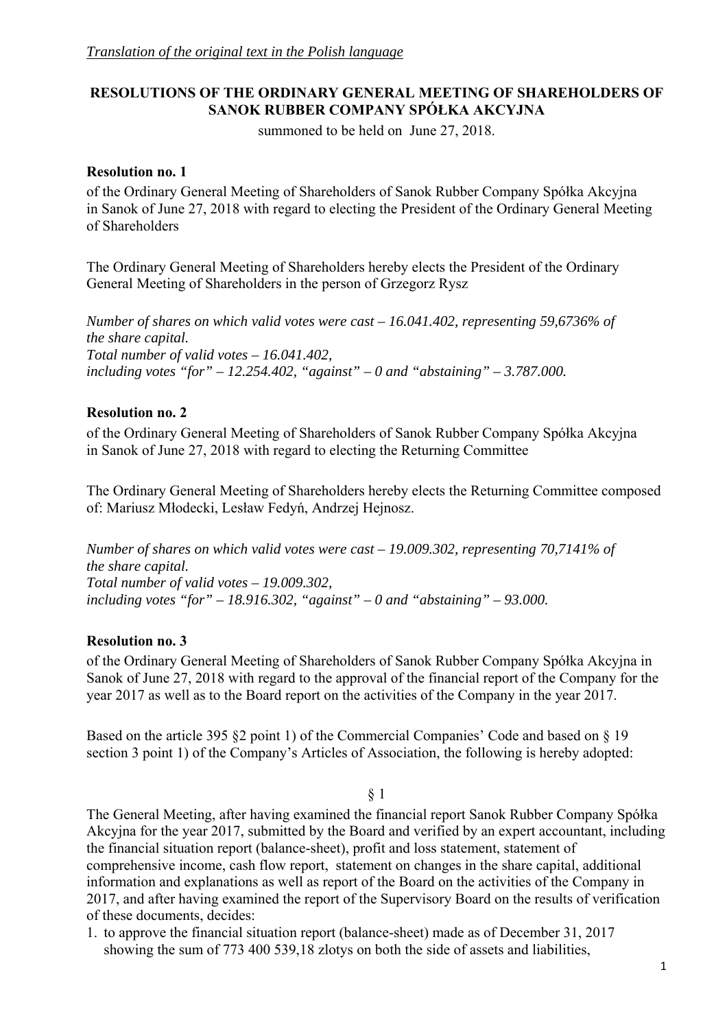*Translation of the original text in the Polish language*

## RESOLUTIONS OF THE ORDINARY GENERAL MEETING OF SHAREHOLDERS OF SANOK RUBBER COMPANY SPÓŁKA AKCYJNA

summoned to be held on June 27, 2018.

### Resolution no. 1

of the Ordinary General Meeting of Shareholders of Sanok Rubber Company Spółka Akcyjna in Sanok of June 27, 2018 with regard to electing the President of the Ordinary General Meeting of Shareholders

The Ordinary General Meeting of Shareholders hereby elects the President of the Ordinary General Meeting of Shareholders in the person of Grzegorz Rysz

*Number of shares on which valid votes were cast – 16.041.402, representing 59,6736% of the share capital.*
*Total number of valid votes – 16.041.402,*
*including votes "for" – 12.254.402, "against" – 0 and "abstaining" – 3.787.000.*

### Resolution no. 2

of the Ordinary General Meeting of Shareholders of Sanok Rubber Company Spółka Akcyjna in Sanok of June 27, 2018 with regard to electing the Returning Committee

The Ordinary General Meeting of Shareholders hereby elects the Returning Committee composed of: Mariusz Młodecki, Lesław Fedyń, Andrzej Hejnosz.

*Number of shares on which valid votes were cast – 19.009.302, representing 70,7141% of the share capital.*
*Total number of valid votes – 19.009.302,*
*including votes "for" – 18.916.302, "against" – 0 and "abstaining" – 93.000.*

### Resolution no. 3

of the Ordinary General Meeting of Shareholders of Sanok Rubber Company Spółka Akcyjna in Sanok of June 27, 2018 with regard to the approval of the financial report of the Company for the year 2017 as well as to the Board report on the activities of the Company in the year 2017.

Based on the article 395 §2 point 1) of the Commercial Companies' Code and based on § 19 section 3 point 1) of the Company's Articles of Association, the following is hereby adopted:

§ 1

The General Meeting, after having examined the financial report Sanok Rubber Company Spółka Akcyjna for the year 2017, submitted by the Board and verified by an expert accountant, including the financial situation report (balance-sheet), profit and loss statement, statement of comprehensive income, cash flow report, statement on changes in the share capital, additional information and explanations as well as report of the Board on the activities of the Company in 2017, and after having examined the report of the Supervisory Board on the results of verification of these documents, decides:

1. to approve the financial situation report (balance-sheet) made as of December 31, 2017 showing the sum of 773 400 539,18 zlotys on both the side of assets and liabilities,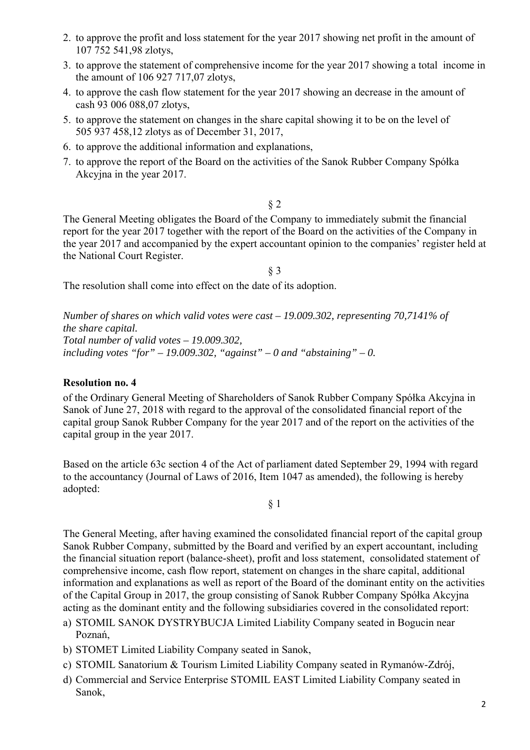2. to approve the profit and loss statement for the year 2017 showing net profit in the amount of 107 752 541,98 zlotys,
3. to approve the statement of comprehensive income for the year 2017 showing a total income in the amount of 106 927 717,07 zlotys,
4. to approve the cash flow statement for the year 2017 showing an decrease in the amount of cash 93 006 088,07 zlotys,
5. to approve the statement on changes in the share capital showing it to be on the level of 505 937 458,12 zlotys as of December 31, 2017,
6. to approve the additional information and explanations,
7. to approve the report of the Board on the activities of the Sanok Rubber Company Spółka Akcyjna in the year 2017.

§ 2

The General Meeting obligates the Board of the Company to immediately submit the financial report for the year 2017 together with the report of the Board on the activities of the Company in the year 2017 and accompanied by the expert accountant opinion to the companies' register held at the National Court Register.

§ 3

The resolution shall come into effect on the date of its adoption.

*Number of shares on which valid votes were cast – 19.009.302, representing 70,7141% of the share capital.*
*Total number of valid votes – 19.009.302,*
*including votes "for" – 19.009.302, "against" – 0 and "abstaining" – 0.*

**Resolution no. 4**

of the Ordinary General Meeting of Shareholders of Sanok Rubber Company Spółka Akcyjna in Sanok of June 27, 2018 with regard to the approval of the consolidated financial report of the capital group Sanok Rubber Company for the year 2017 and of the report on the activities of the capital group in the year 2017.

Based on the article 63c section 4 of the Act of parliament dated September 29, 1994 with regard to the accountancy (Journal of Laws of 2016, Item 1047 as amended), the following is hereby adopted:

§ 1

The General Meeting, after having examined the consolidated financial report of the capital group Sanok Rubber Company, submitted by the Board and verified by an expert accountant, including the financial situation report (balance-sheet), profit and loss statement, consolidated statement of comprehensive income, cash flow report, statement on changes in the share capital, additional information and explanations as well as report of the Board of the dominant entity on the activities of the Capital Group in 2017, the group consisting of Sanok Rubber Company Spółka Akcyjna acting as the dominant entity and the following subsidiaries covered in the consolidated report:

a) STOMIL SANOK DYSTRYBUCJA Limited Liability Company seated in Bogucin near Poznań,
b) STOMET Limited Liability Company seated in Sanok,
c) STOMIL Sanatorium & Tourism Limited Liability Company seated in Rymanów-Zdrój,
d) Commercial and Service Enterprise STOMIL EAST Limited Liability Company seated in Sanok,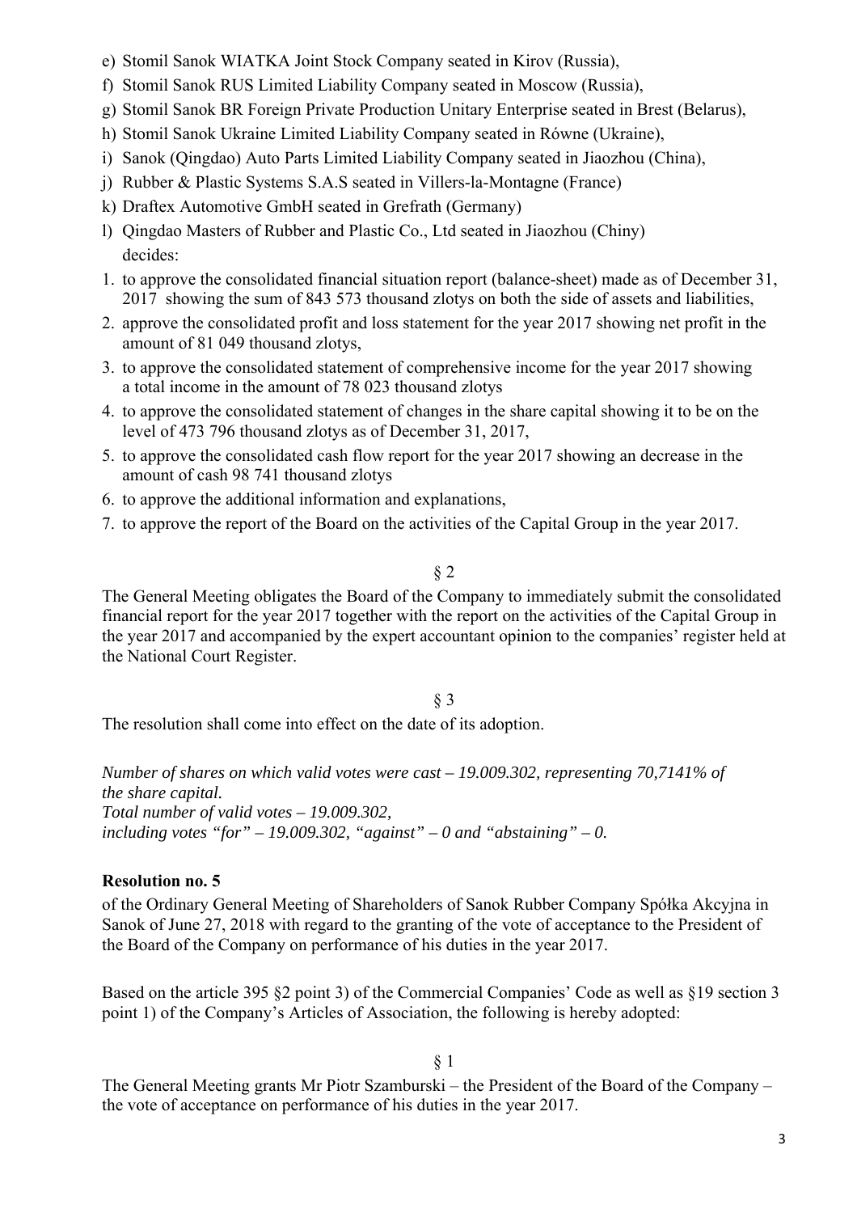e) Stomil Sanok WIATKA Joint Stock Company seated in Kirov (Russia),
f) Stomil Sanok RUS Limited Liability Company seated in Moscow (Russia),
g) Stomil Sanok BR Foreign Private Production Unitary Enterprise seated in Brest (Belarus),
h) Stomil Sanok Ukraine Limited Liability Company seated in Równe (Ukraine),
i) Sanok (Qingdao) Auto Parts Limited Liability Company seated in Jiaozhou (China),
j) Rubber & Plastic Systems S.A.S seated in Villers-la-Montagne (France)
k) Draftex Automotive GmbH seated in Grefrath (Germany)
l) Qingdao Masters of Rubber and Plastic Co., Ltd seated in Jiaozhou (Chiny)

decides:

1. to approve the consolidated financial situation report (balance-sheet) made as of December 31, 2017 showing the sum of 843 573 thousand zlotys on both the side of assets and liabilities,
2. approve the consolidated profit and loss statement for the year 2017 showing net profit in the amount of 81 049 thousand zlotys,
3. to approve the consolidated statement of comprehensive income for the year 2017 showing a total income in the amount of 78 023 thousand zlotys
4. to approve the consolidated statement of changes in the share capital showing it to be on the level of 473 796 thousand zlotys as of December 31, 2017,
5. to approve the consolidated cash flow report for the year 2017 showing an decrease in the amount of cash 98 741 thousand zlotys
6. to approve the additional information and explanations,
7. to approve the report of the Board on the activities of the Capital Group in the year 2017.

§ 2

The General Meeting obligates the Board of the Company to immediately submit the consolidated financial report for the year 2017 together with the report on the activities of the Capital Group in the year 2017 and accompanied by the expert accountant opinion to the companies' register held at the National Court Register.

§ 3

The resolution shall come into effect on the date of its adoption.

*Number of shares on which valid votes were cast – 19.009.302, representing 70,7141% of the share capital.*
*Total number of valid votes – 19.009.302,*
*including votes "for" – 19.009.302, "against" – 0 and "abstaining" – 0.*

**Resolution no. 5**

of the Ordinary General Meeting of Shareholders of Sanok Rubber Company Spółka Akcyjna in Sanok of June 27, 2018 with regard to the granting of the vote of acceptance to the President of the Board of the Company on performance of his duties in the year 2017.

Based on the article 395 §2 point 3) of the Commercial Companies' Code as well as §19 section 3 point 1) of the Company's Articles of Association, the following is hereby adopted:

§ 1

The General Meeting grants Mr Piotr Szamburski – the President of the Board of the Company – the vote of acceptance on performance of his duties in the year 2017.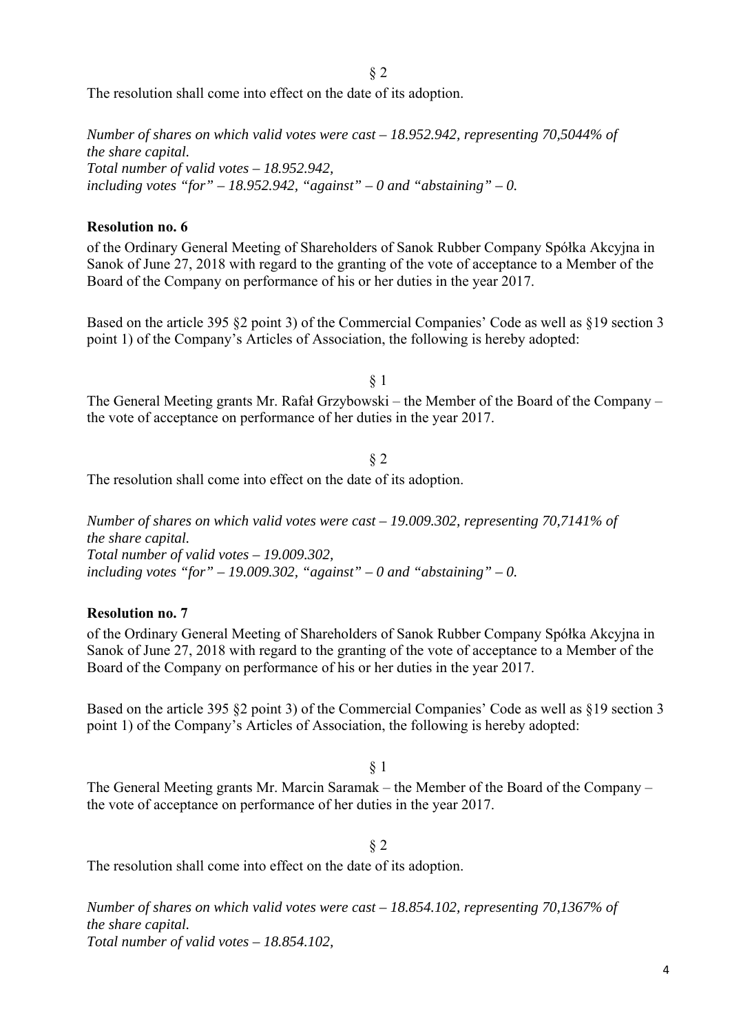§ 2

The resolution shall come into effect on the date of its adoption.

*Number of shares on which valid votes were cast – 18.952.942, representing 70,5044% of the share capital.*
*Total number of valid votes – 18.952.942,*
*including votes "for" – 18.952.942, "against" – 0 and "abstaining" – 0.*

**Resolution no. 6**

of the Ordinary General Meeting of Shareholders of Sanok Rubber Company Spółka Akcyjna in Sanok of June 27, 2018 with regard to the granting of the vote of acceptance to a Member of the Board of the Company on performance of his or her duties in the year 2017.

Based on the article 395 §2 point 3) of the Commercial Companies' Code as well as §19 section 3 point 1) of the Company's Articles of Association, the following is hereby adopted:

§ 1

The General Meeting grants Mr. Rafał Grzybowski – the Member of the Board of the Company – the vote of acceptance on performance of her duties in the year 2017.

§ 2

The resolution shall come into effect on the date of its adoption.

*Number of shares on which valid votes were cast – 19.009.302, representing 70,7141% of the share capital.*
*Total number of valid votes – 19.009.302,*
*including votes "for" – 19.009.302, "against" – 0 and "abstaining" – 0.*

**Resolution no. 7**

of the Ordinary General Meeting of Shareholders of Sanok Rubber Company Spółka Akcyjna in Sanok of June 27, 2018 with regard to the granting of the vote of acceptance to a Member of the Board of the Company on performance of his or her duties in the year 2017.

Based on the article 395 §2 point 3) of the Commercial Companies' Code as well as §19 section 3 point 1) of the Company's Articles of Association, the following is hereby adopted:

§ 1

The General Meeting grants Mr. Marcin Saramak – the Member of the Board of the Company – the vote of acceptance on performance of her duties in the year 2017.

§ 2

The resolution shall come into effect on the date of its adoption.

*Number of shares on which valid votes were cast – 18.854.102, representing 70,1367% of the share capital.*
*Total number of valid votes – 18.854.102,*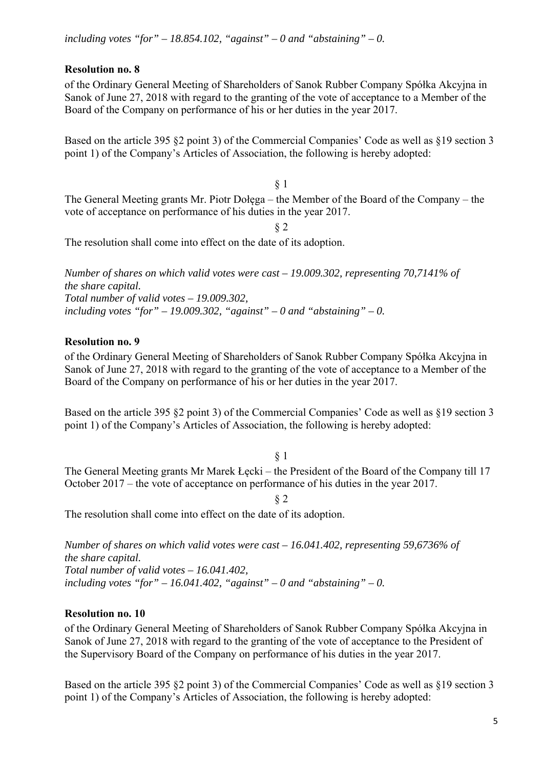*including votes "for" – 18.854.102, "against" – 0 and "abstaining" – 0.*

**Resolution no. 8**

of the Ordinary General Meeting of Shareholders of Sanok Rubber Company Spółka Akcyjna in Sanok of June 27, 2018 with regard to the granting of the vote of acceptance to a Member of the Board of the Company on performance of his or her duties in the year 2017.

Based on the article 395 §2 point 3) of the Commercial Companies' Code as well as §19 section 3 point 1) of the Company's Articles of Association, the following is hereby adopted:

§ 1

The General Meeting grants Mr. Piotr Dołęga – the Member of the Board of the Company – the vote of acceptance on performance of his duties in the year 2017.

§ 2

The resolution shall come into effect on the date of its adoption.

*Number of shares on which valid votes were cast – 19.009.302, representing 70,7141% of the share capital.*
*Total number of valid votes – 19.009.302,*
*including votes "for" – 19.009.302, "against" – 0 and "abstaining" – 0.*

**Resolution no. 9**

of the Ordinary General Meeting of Shareholders of Sanok Rubber Company Spółka Akcyjna in Sanok of June 27, 2018 with regard to the granting of the vote of acceptance to a Member of the Board of the Company on performance of his or her duties in the year 2017.

Based on the article 395 §2 point 3) of the Commercial Companies' Code as well as §19 section 3 point 1) of the Company's Articles of Association, the following is hereby adopted:

§ 1

The General Meeting grants Mr Marek Łęcki – the President of the Board of the Company till 17 October 2017 – the vote of acceptance on performance of his duties in the year 2017.

§ 2

The resolution shall come into effect on the date of its adoption.

*Number of shares on which valid votes were cast – 16.041.402, representing 59,6736% of the share capital.*
*Total number of valid votes – 16.041.402,*
*including votes "for" – 16.041.402, "against" – 0 and "abstaining" – 0.*

**Resolution no. 10**

of the Ordinary General Meeting of Shareholders of Sanok Rubber Company Spółka Akcyjna in Sanok of June 27, 2018 with regard to the granting of the vote of acceptance to the President of the Supervisory Board of the Company on performance of his duties in the year 2017.

Based on the article 395 §2 point 3) of the Commercial Companies' Code as well as §19 section 3 point 1) of the Company's Articles of Association, the following is hereby adopted: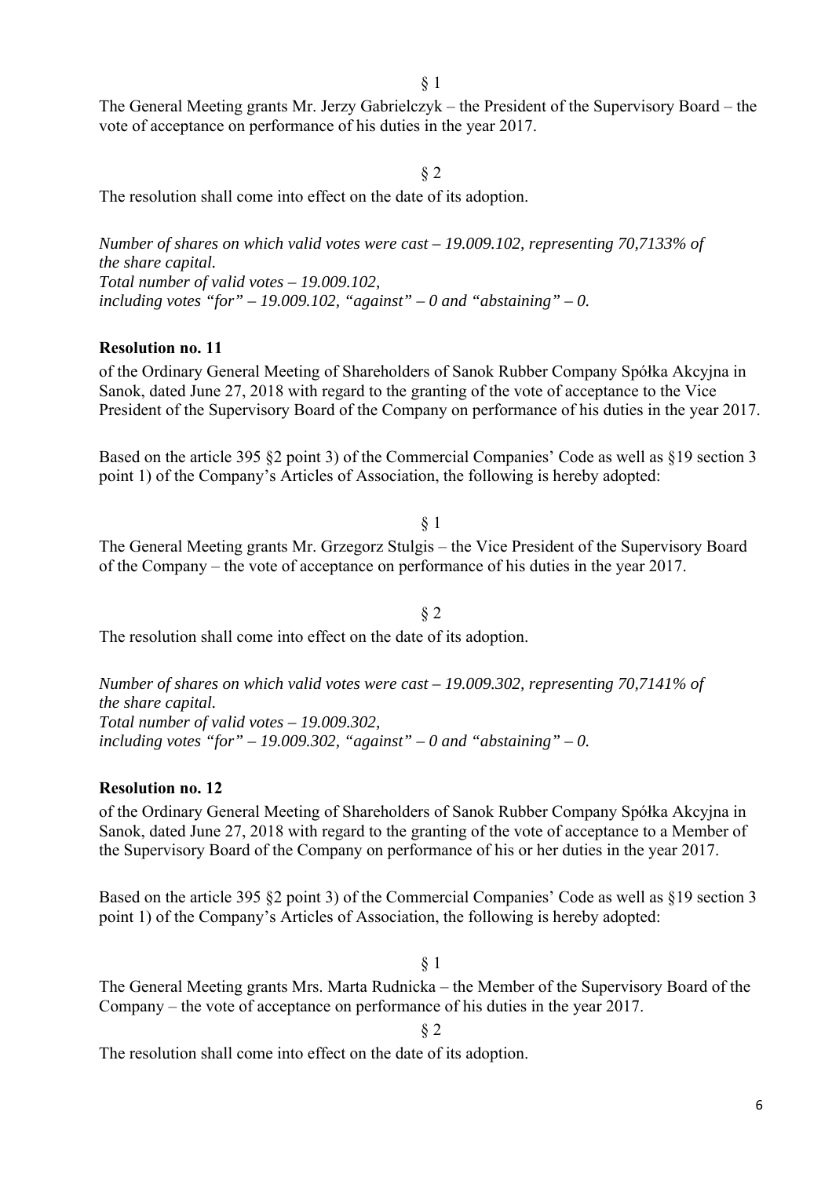§ 1

The General Meeting grants Mr. Jerzy Gabrielczyk – the President of the Supervisory Board – the vote of acceptance on performance of his duties in the year 2017.

§ 2

The resolution shall come into effect on the date of its adoption.

*Number of shares on which valid votes were cast – 19.009.102, representing 70,7133% of the share capital.*
*Total number of valid votes – 19.009.102,*
*including votes "for" – 19.009.102, "against" – 0 and "abstaining" – 0.*

**Resolution no. 11**

of the Ordinary General Meeting of Shareholders of Sanok Rubber Company Spółka Akcyjna in Sanok, dated June 27, 2018 with regard to the granting of the vote of acceptance to the Vice President of the Supervisory Board of the Company on performance of his duties in the year 2017.

Based on the article 395 §2 point 3) of the Commercial Companies' Code as well as §19 section 3 point 1) of the Company's Articles of Association, the following is hereby adopted:

§ 1

The General Meeting grants Mr. Grzegorz Stulgis – the Vice President of the Supervisory Board of the Company – the vote of acceptance on performance of his duties in the year 2017.

§ 2

The resolution shall come into effect on the date of its adoption.

*Number of shares on which valid votes were cast – 19.009.302, representing 70,7141% of the share capital.*
*Total number of valid votes – 19.009.302,*
*including votes "for" – 19.009.302, "against" – 0 and "abstaining" – 0.*

**Resolution no. 12**

of the Ordinary General Meeting of Shareholders of Sanok Rubber Company Spółka Akcyjna in Sanok, dated June 27, 2018 with regard to the granting of the vote of acceptance to a Member of the Supervisory Board of the Company on performance of his or her duties in the year 2017.

Based on the article 395 §2 point 3) of the Commercial Companies' Code as well as §19 section 3 point 1) of the Company's Articles of Association, the following is hereby adopted:

§ 1

The General Meeting grants Mrs. Marta Rudnicka – the Member of the Supervisory Board of the Company – the vote of acceptance on performance of his duties in the year 2017.

§ 2

The resolution shall come into effect on the date of its adoption.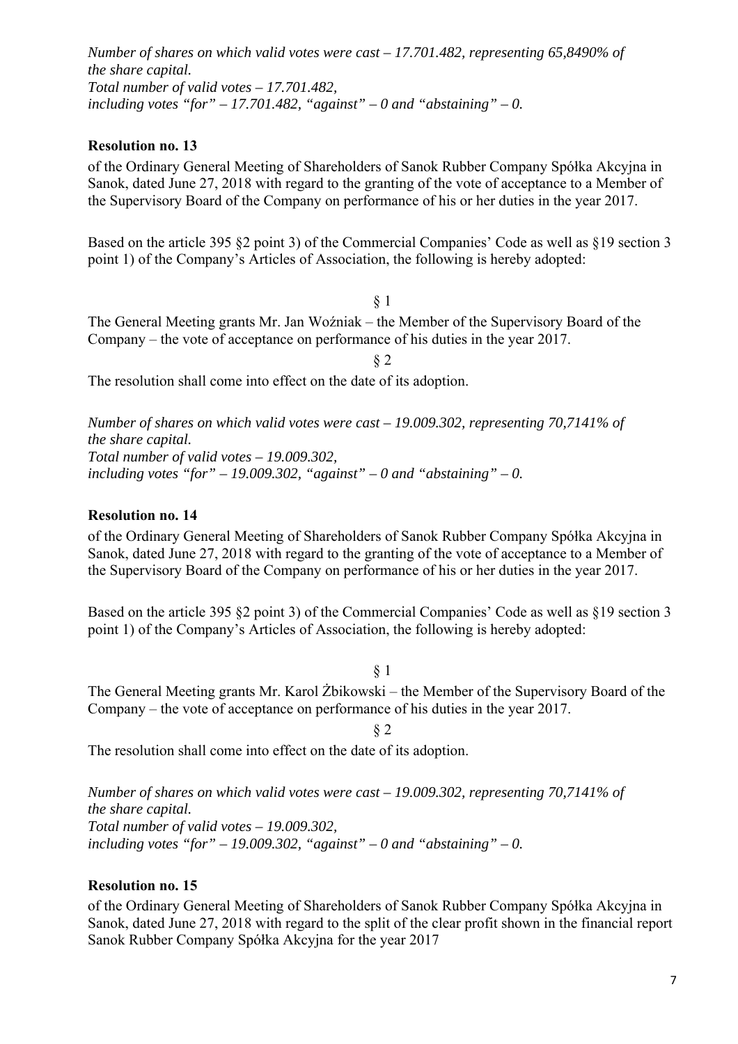*Number of shares on which valid votes were cast – 17.701.482, representing 65,8490% of the share capital.*
*Total number of valid votes – 17.701.482,*
*including votes "for" – 17.701.482, "against" – 0 and "abstaining" – 0.*

**Resolution no. 13**

of the Ordinary General Meeting of Shareholders of Sanok Rubber Company Spółka Akcyjna in Sanok, dated June 27, 2018 with regard to the granting of the vote of acceptance to a Member of the Supervisory Board of the Company on performance of his or her duties in the year 2017.

Based on the article 395 §2 point 3) of the Commercial Companies' Code as well as §19 section 3 point 1) of the Company's Articles of Association, the following is hereby adopted:

§ 1

The General Meeting grants Mr. Jan Woźniak – the Member of the Supervisory Board of the Company – the vote of acceptance on performance of his duties in the year 2017.

§ 2

The resolution shall come into effect on the date of its adoption.

*Number of shares on which valid votes were cast – 19.009.302, representing 70,7141% of the share capital.*
*Total number of valid votes – 19.009.302,*
*including votes "for" – 19.009.302, "against" – 0 and "abstaining" – 0.*

**Resolution no. 14**

of the Ordinary General Meeting of Shareholders of Sanok Rubber Company Spółka Akcyjna in Sanok, dated June 27, 2018 with regard to the granting of the vote of acceptance to a Member of the Supervisory Board of the Company on performance of his or her duties in the year 2017.

Based on the article 395 §2 point 3) of the Commercial Companies' Code as well as §19 section 3 point 1) of the Company's Articles of Association, the following is hereby adopted:

§ 1

The General Meeting grants Mr. Karol Żbikowski – the Member of the Supervisory Board of the Company – the vote of acceptance on performance of his duties in the year 2017.

§ 2

The resolution shall come into effect on the date of its adoption.

*Number of shares on which valid votes were cast – 19.009.302, representing 70,7141% of the share capital.*
*Total number of valid votes – 19.009.302,*
*including votes "for" – 19.009.302, "against" – 0 and "abstaining" – 0.*

**Resolution no. 15**

of the Ordinary General Meeting of Shareholders of Sanok Rubber Company Spółka Akcyjna in Sanok, dated June 27, 2018 with regard to the split of the clear profit shown in the financial report Sanok Rubber Company Spółka Akcyjna for the year 2017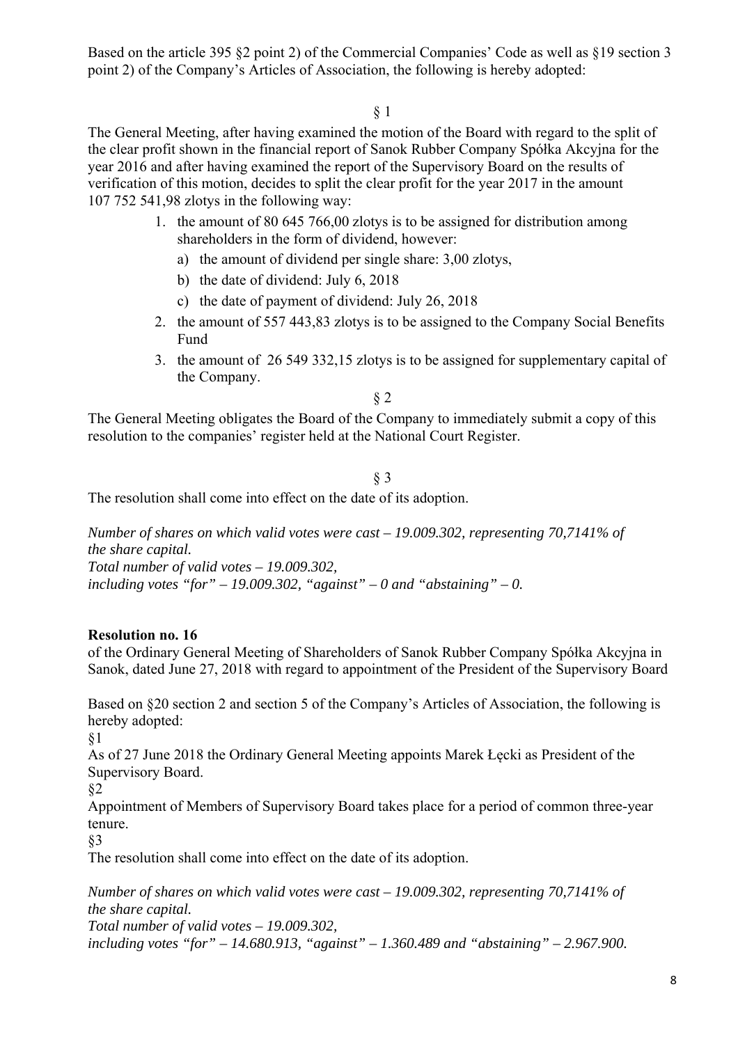Based on the article 395 §2 point 2) of the Commercial Companies' Code as well as §19 section 3 point 2) of the Company's Articles of Association, the following is hereby adopted:

§ 1

The General Meeting, after having examined the motion of the Board with regard to the split of the clear profit shown in the financial report of Sanok Rubber Company Spółka Akcyjna for the year 2016 and after having examined the report of the Supervisory Board on the results of verification of this motion, decides to split the clear profit for the year 2017 in the amount 107 752 541,98 zlotys in the following way:

1. the amount of 80 645 766,00 zlotys is to be assigned for distribution among shareholders in the form of dividend, however:
   a) the amount of dividend per single share: 3,00 zlotys,
   b) the date of dividend: July 6, 2018
   c) the date of payment of dividend: July 26, 2018
2. the amount of 557 443,83 zlotys is to be assigned to the Company Social Benefits Fund
3. the amount of 26 549 332,15 zlotys is to be assigned for supplementary capital of the Company.

§ 2

The General Meeting obligates the Board of the Company to immediately submit a copy of this resolution to the companies' register held at the National Court Register.

§ 3

The resolution shall come into effect on the date of its adoption.

*Number of shares on which valid votes were cast – 19.009.302, representing 70,7141% of the share capital.*
*Total number of valid votes – 19.009.302,*
*including votes "for" – 19.009.302, "against" – 0 and "abstaining" – 0.*

**Resolution no. 16**

of the Ordinary General Meeting of Shareholders of Sanok Rubber Company Spółka Akcyjna in Sanok, dated June 27, 2018 with regard to appointment of the President of the Supervisory Board

Based on §20 section 2 and section 5 of the Company's Articles of Association, the following is hereby adopted:

§1

As of 27 June 2018 the Ordinary General Meeting appoints Marek Łęcki as President of the Supervisory Board.

§2

Appointment of Members of Supervisory Board takes place for a period of common three-year tenure.

§3

The resolution shall come into effect on the date of its adoption.

*Number of shares on which valid votes were cast – 19.009.302, representing 70,7141% of the share capital.*
*Total number of valid votes – 19.009.302,*
*including votes "for" – 14.680.913, "against" – 1.360.489 and "abstaining" – 2.967.900.*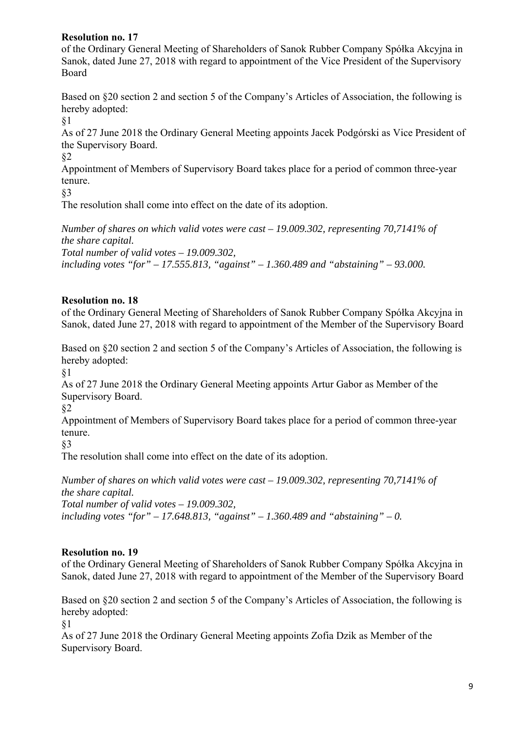**Resolution no. 17**

of the Ordinary General Meeting of Shareholders of Sanok Rubber Company Spółka Akcyjna in Sanok, dated June 27, 2018 with regard to appointment of the Vice President of the Supervisory Board

Based on §20 section 2 and section 5 of the Company's Articles of Association, the following is hereby adopted:

§1

As of 27 June 2018 the Ordinary General Meeting appoints Jacek Podgórski as Vice President of the Supervisory Board.

§2

Appointment of Members of Supervisory Board takes place for a period of common three-year tenure.

§3

The resolution shall come into effect on the date of its adoption.

*Number of shares on which valid votes were cast – 19.009.302, representing 70,7141% of the share capital.*
*Total number of valid votes – 19.009.302,*
*including votes "for" – 17.555.813, "against" – 1.360.489 and "abstaining" – 93.000.*

**Resolution no. 18**

of the Ordinary General Meeting of Shareholders of Sanok Rubber Company Spółka Akcyjna in Sanok, dated June 27, 2018 with regard to appointment of the Member of the Supervisory Board

Based on §20 section 2 and section 5 of the Company's Articles of Association, the following is hereby adopted:

§1

As of 27 June 2018 the Ordinary General Meeting appoints Artur Gabor as Member of the Supervisory Board.

§2

Appointment of Members of Supervisory Board takes place for a period of common three-year tenure.

§3

The resolution shall come into effect on the date of its adoption.

*Number of shares on which valid votes were cast – 19.009.302, representing 70,7141% of the share capital.*
*Total number of valid votes – 19.009.302,*
*including votes "for" – 17.648.813, "against" – 1.360.489 and "abstaining" – 0.*

**Resolution no. 19**

of the Ordinary General Meeting of Shareholders of Sanok Rubber Company Spółka Akcyjna in Sanok, dated June 27, 2018 with regard to appointment of the Member of the Supervisory Board

Based on §20 section 2 and section 5 of the Company's Articles of Association, the following is hereby adopted:

§1

As of 27 June 2018 the Ordinary General Meeting appoints Zofia Dzik as Member of the Supervisory Board.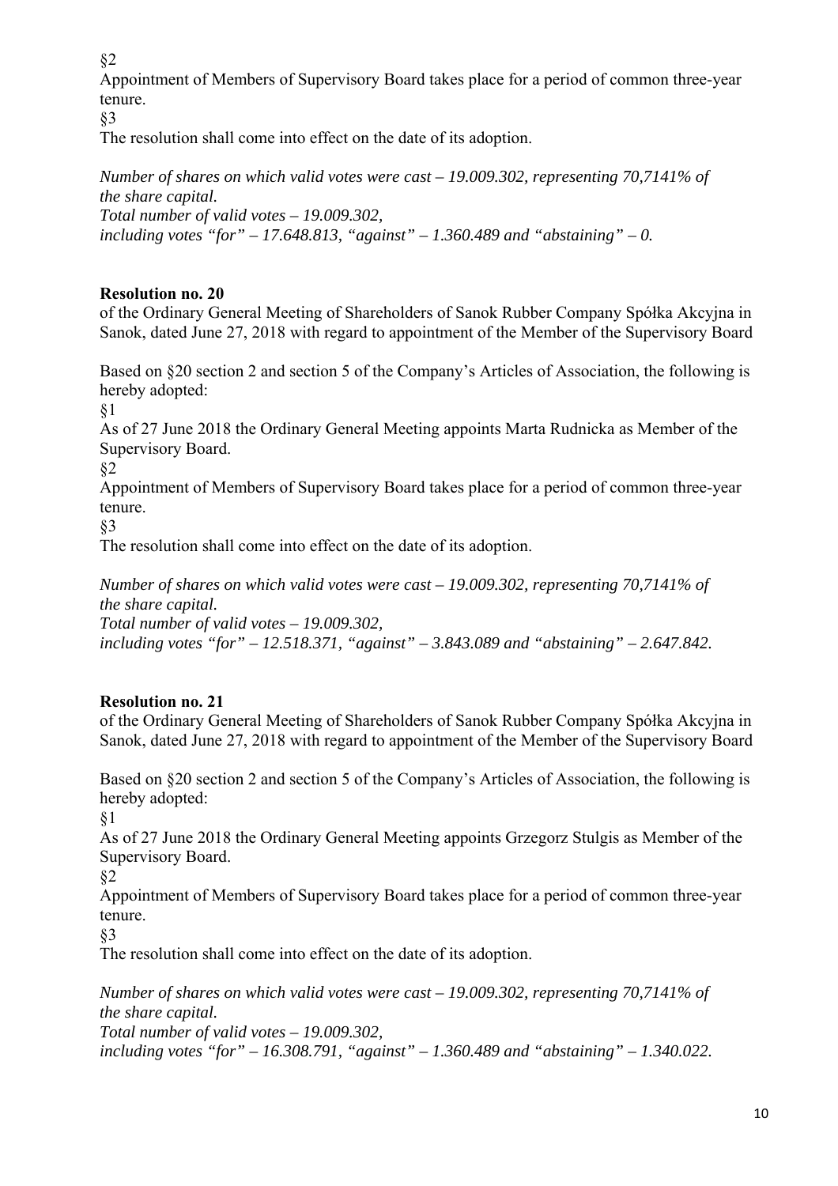§2

Appointment of Members of Supervisory Board takes place for a period of common three-year tenure.

§3

The resolution shall come into effect on the date of its adoption.

*Number of shares on which valid votes were cast – 19.009.302, representing 70,7141% of the share capital.*
*Total number of valid votes – 19.009.302,*
*including votes "for" – 17.648.813, "against" – 1.360.489 and "abstaining" – 0.*

**Resolution no. 20**

of the Ordinary General Meeting of Shareholders of Sanok Rubber Company Spółka Akcyjna in Sanok, dated June 27, 2018 with regard to appointment of the Member of the Supervisory Board

Based on §20 section 2 and section 5 of the Company's Articles of Association, the following is hereby adopted:

§1

As of 27 June 2018 the Ordinary General Meeting appoints Marta Rudnicka as Member of the Supervisory Board.

§2

Appointment of Members of Supervisory Board takes place for a period of common three-year tenure.

§3

The resolution shall come into effect on the date of its adoption.

*Number of shares on which valid votes were cast – 19.009.302, representing 70,7141% of the share capital.*
*Total number of valid votes – 19.009.302,*
*including votes "for" – 12.518.371, "against" – 3.843.089 and "abstaining" – 2.647.842.*

**Resolution no. 21**

of the Ordinary General Meeting of Shareholders of Sanok Rubber Company Spółka Akcyjna in Sanok, dated June 27, 2018 with regard to appointment of the Member of the Supervisory Board

Based on §20 section 2 and section 5 of the Company's Articles of Association, the following is hereby adopted:

§1

As of 27 June 2018 the Ordinary General Meeting appoints Grzegorz Stulgis as Member of the Supervisory Board.

§2

Appointment of Members of Supervisory Board takes place for a period of common three-year tenure.

§3

The resolution shall come into effect on the date of its adoption.

*Number of shares on which valid votes were cast – 19.009.302, representing 70,7141% of the share capital.*
*Total number of valid votes – 19.009.302,*
*including votes "for" – 16.308.791, "against" – 1.360.489 and "abstaining" – 1.340.022.*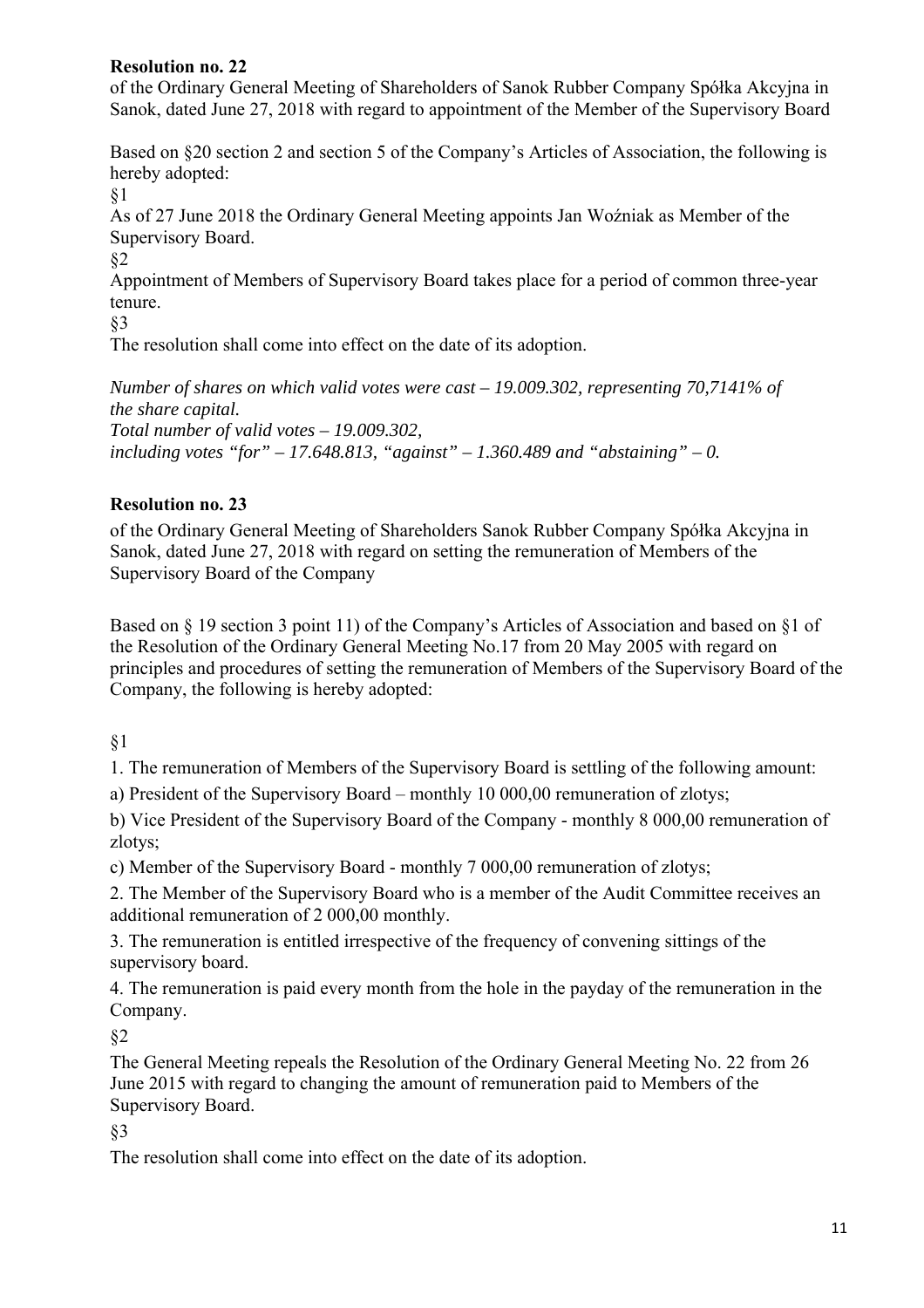**Resolution no. 22**

of the Ordinary General Meeting of Shareholders of Sanok Rubber Company Spółka Akcyjna in Sanok, dated June 27, 2018 with regard to appointment of the Member of the Supervisory Board

Based on §20 section 2 and section 5 of the Company's Articles of Association, the following is hereby adopted:

§1

As of 27 June 2018 the Ordinary General Meeting appoints Jan Woźniak as Member of the Supervisory Board.

§2

Appointment of Members of Supervisory Board takes place for a period of common three-year tenure.

§3

The resolution shall come into effect on the date of its adoption.

*Number of shares on which valid votes were cast – 19.009.302, representing 70,7141% of the share capital.*
*Total number of valid votes – 19.009.302,*
*including votes "for" – 17.648.813, "against" – 1.360.489 and "abstaining" – 0.*

**Resolution no. 23**

of the Ordinary General Meeting of Shareholders Sanok Rubber Company Spółka Akcyjna in Sanok, dated June 27, 2018 with regard on setting the remuneration of Members of the Supervisory Board of the Company

Based on § 19 section 3 point 11) of the Company's Articles of Association and based on §1 of the Resolution of the Ordinary General Meeting No.17 from 20 May 2005 with regard on principles and procedures of setting the remuneration of Members of the Supervisory Board of the Company, the following is hereby adopted:

§1

1. The remuneration of Members of the Supervisory Board is settling of the following amount:

a) President of the Supervisory Board – monthly 10 000,00 remuneration of zlotys;

b) Vice President of the Supervisory Board of the Company - monthly 8 000,00 remuneration of zlotys;

c) Member of the Supervisory Board - monthly 7 000,00 remuneration of zlotys;

2. The Member of the Supervisory Board who is a member of the Audit Committee receives an additional remuneration of 2 000,00 monthly.

3. The remuneration is entitled irrespective of the frequency of convening sittings of the supervisory board.

4. The remuneration is paid every month from the hole in the payday of the remuneration in the Company.

§2

The General Meeting repeals the Resolution of the Ordinary General Meeting No. 22 from 26 June 2015 with regard to changing the amount of remuneration paid to Members of the Supervisory Board.

§3

The resolution shall come into effect on the date of its adoption.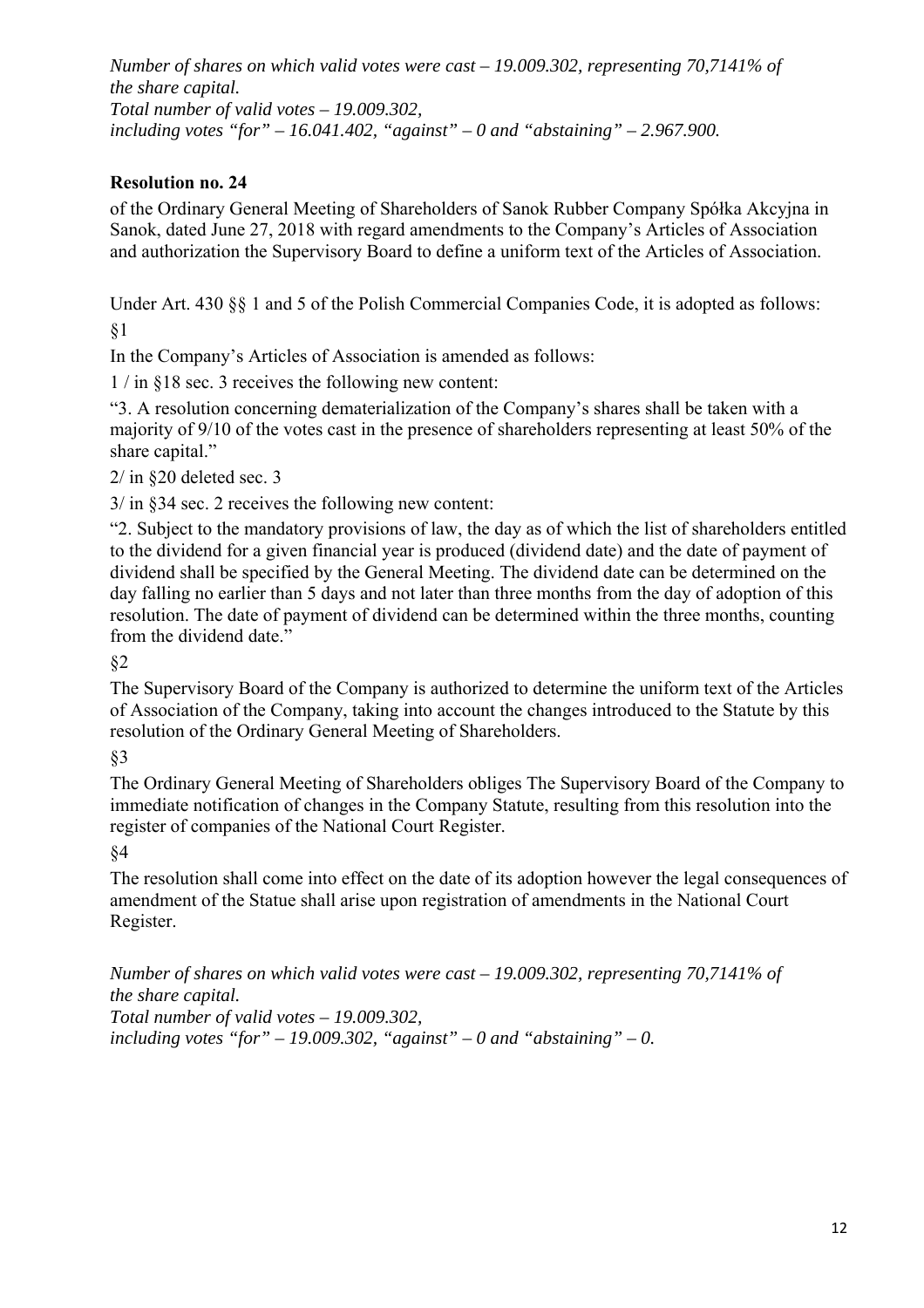*Number of shares on which valid votes were cast – 19.009.302, representing 70,7141% of the share capital.*
*Total number of valid votes – 19.009.302,*
*including votes "for" – 16.041.402, "against" – 0 and "abstaining" – 2.967.900.*

**Resolution no. 24**

of the Ordinary General Meeting of Shareholders of Sanok Rubber Company Spółka Akcyjna in Sanok, dated June 27, 2018 with regard amendments to the Company's Articles of Association and authorization the Supervisory Board to define a uniform text of the Articles of Association.

Under Art. 430 §§ 1 and 5 of the Polish Commercial Companies Code, it is adopted as follows:

§1

In the Company's Articles of Association is amended as follows:

1 / in §18 sec. 3 receives the following new content:

"3. A resolution concerning dematerialization of the Company's shares shall be taken with a majority of 9/10 of the votes cast in the presence of shareholders representing at least 50% of the share capital."

2/ in §20 deleted sec. 3

3/ in §34 sec. 2 receives the following new content:

"2. Subject to the mandatory provisions of law, the day as of which the list of shareholders entitled to the dividend for a given financial year is produced (dividend date) and the date of payment of dividend shall be specified by the General Meeting. The dividend date can be determined on the day falling no earlier than 5 days and not later than three months from the day of adoption of this resolution. The date of payment of dividend can be determined within the three months, counting from the dividend date."

§2

The Supervisory Board of the Company is authorized to determine the uniform text of the Articles of Association of the Company, taking into account the changes introduced to the Statute by this resolution of the Ordinary General Meeting of Shareholders.

§3

The Ordinary General Meeting of Shareholders obliges The Supervisory Board of the Company to immediate notification of changes in the Company Statute, resulting from this resolution into the register of companies of the National Court Register.

§4

The resolution shall come into effect on the date of its adoption however the legal consequences of amendment of the Statue shall arise upon registration of amendments in the National Court Register.

*Number of shares on which valid votes were cast – 19.009.302, representing 70,7141% of the share capital.*
*Total number of valid votes – 19.009.302,*
*including votes "for" – 19.009.302, "against" – 0 and "abstaining" – 0.*